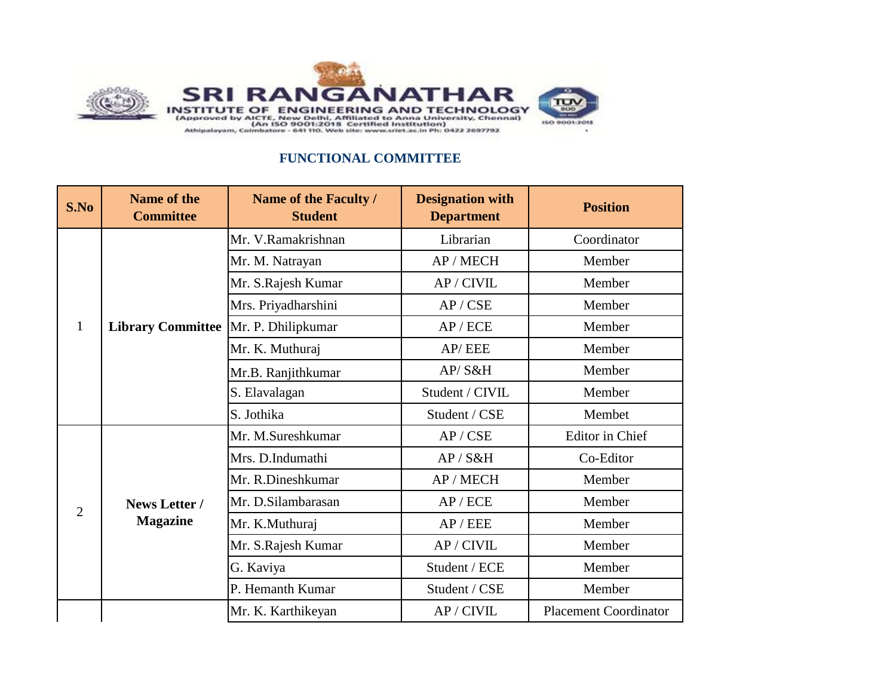# SRI RANGANATHAR INSTITUTE OF ENGINEERING AND TECHNOLOGY

(Approved by AICTE, New Delhi, Affiliated to Anna University, Chennai)
(An ISO 9001:2015 Certified Institution)
Athipalayam, Coimbatore - 641 110. Web site: www.sriet.ac.in Ph: 0422 2697792

## FUNCTIONAL COMMITTEE

| S.No | Name of the Committee | Name of the Faculty / Student | Designation with Department | Position |
|---|---|---|---|---|
| 1 | **Library Committee** | Mr. V.Ramakrishnan | Librarian | Coordinator |
| | | Mr. M. Natrayan | AP / MECH | Member |
| | | Mr. S.Rajesh Kumar | AP / CIVIL | Member |
| | | Mrs. Priyadharshini | AP / CSE | Member |
| | | Mr. P. Dhilipkumar | AP / ECE | Member |
| | | Mr. K. Muthuraj | AP/ EEE | Member |
| | | Mr.B. Ranjithkumar | AP/ S&H | Member |
| | | S. Elavalagan | Student / CIVIL | Member |
| | | S. Jothika | Student / CSE | Membet |
| 2 | **News Letter / Magazine** | Mr. M.Sureshkumar | AP / CSE | Editor in Chief |
| | | Mrs. D.Indumathi | AP / S&H | Co-Editor |
| | | Mr. R.Dineshkumar | AP / MECH | Member |
| | | Mr. D.Silambarasan | AP / ECE | Member |
| | | Mr. K.Muthuraj | AP / EEE | Member |
| | | Mr. S.Rajesh Kumar | AP / CIVIL | Member |
| | | G. Kaviya | Student / ECE | Member |
| | | P. Hemanth Kumar | Student / CSE | Member |
| | | Mr. K. Karthikeyan | AP / CIVIL | Placement Coordinator |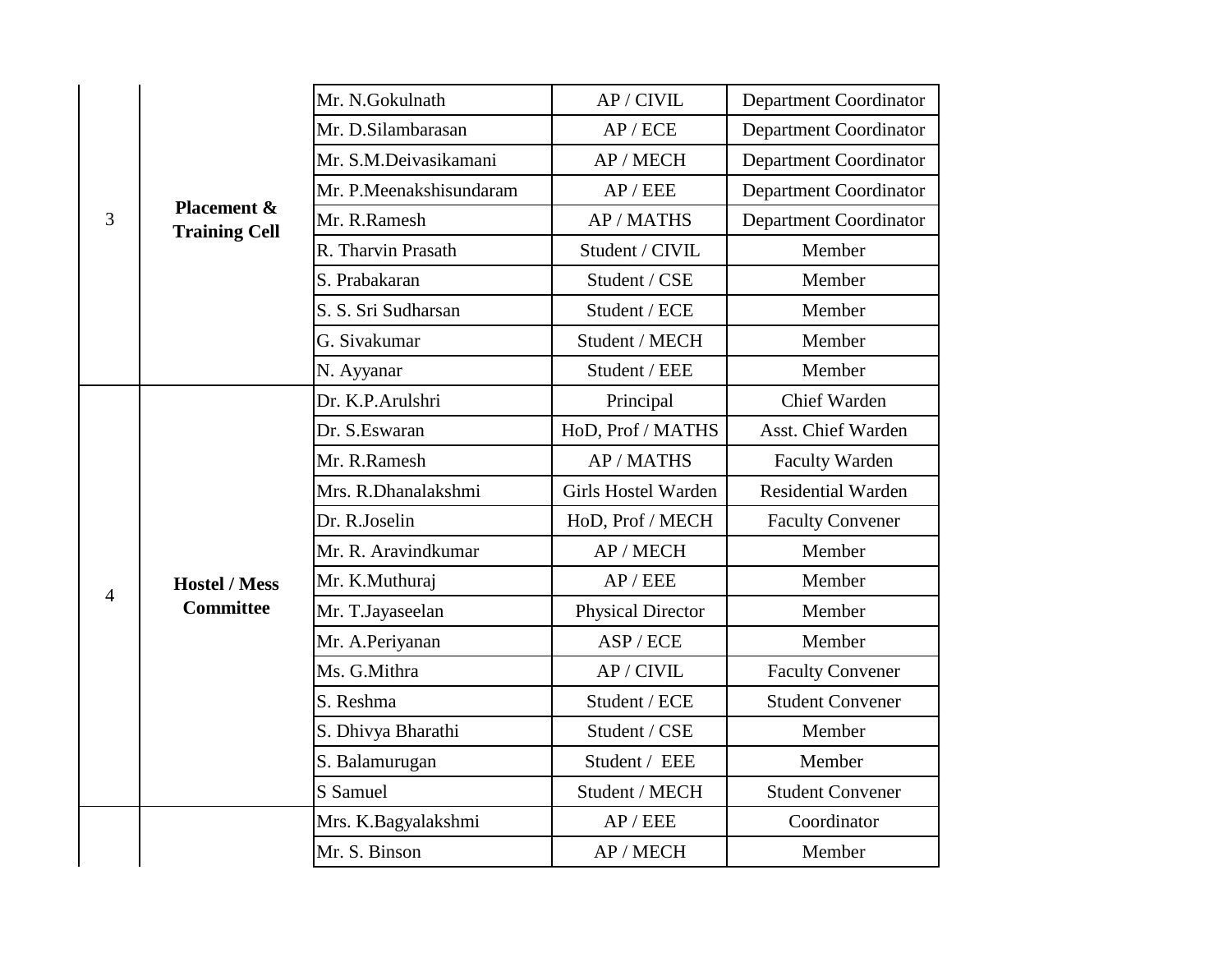| | | | | |
|---|---|---|---|---|
| 3 | **Placement & Training Cell** | Mr. N.Gokulnath | AP / CIVIL | Department Coordinator |
| | | Mr. D.Silambarasan | AP / ECE | Department Coordinator |
| | | Mr. S.M.Deivasikamani | AP / MECH | Department Coordinator |
| | | Mr. P.Meenakshisundaram | AP / EEE | Department Coordinator |
| | | Mr. R.Ramesh | AP / MATHS | Department Coordinator |
| | | R. Tharvin Prasath | Student / CIVIL | Member |
| | | S. Prabakaran | Student / CSE | Member |
| | | S. S. Sri Sudharsan | Student / ECE | Member |
| | | G. Sivakumar | Student / MECH | Member |
| | | N. Ayyanar | Student / EEE | Member |
| 4 | **Hostel / Mess Committee** | Dr. K.P.Arulshri | Principal | Chief Warden |
| | | Dr. S.Eswaran | HoD, Prof / MATHS | Asst. Chief Warden |
| | | Mr. R.Ramesh | AP / MATHS | Faculty Warden |
| | | Mrs. R.Dhanalakshmi | Girls Hostel Warden | Residential Warden |
| | | Dr. R.Joselin | HoD, Prof / MECH | Faculty Convener |
| | | Mr. R. Aravindkumar | AP / MECH | Member |
| | | Mr. K.Muthuraj | AP / EEE | Member |
| | | Mr. T.Jayaseelan | Physical Director | Member |
| | | Mr. A.Periyanan | ASP / ECE | Member |
| | | Ms. G.Mithra | AP / CIVIL | Faculty Convener |
| | | S. Reshma | Student / ECE | Student Convener |
| | | S. Dhivya Bharathi | Student / CSE | Member |
| | | S. Balamurugan | Student / EEE | Member |
| | | S Samuel | Student / MECH | Student Convener |
| | | Mrs. K.Bagyalakshmi | AP / EEE | Coordinator |
| | | Mr. S. Binson | AP / MECH | Member |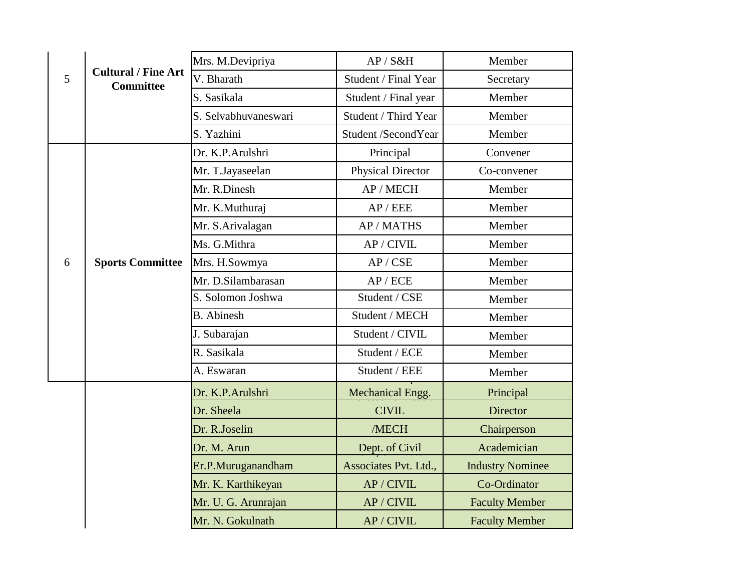| | | | | |
|---|---|---|---|---|
| 5 | **Cultural / Fine Art Committee** | Mrs. M.Devipriya | AP / S&H | Member |
| | | V. Bharath | Student / Final Year | Secretary |
| | | S. Sasikala | Student / Final year | Member |
| | | S. Selvabhuvaneswari | Student / Third Year | Member |
| | | S. Yazhini | Student /SecondYear | Member |
| 6 | **Sports Committee** | Dr. K.P.Arulshri | Principal | Convener |
| | | Mr. T.Jayaseelan | Physical Director | Co-convener |
| | | Mr. R.Dinesh | AP / MECH | Member |
| | | Mr. K.Muthuraj | AP / EEE | Member |
| | | Mr. S.Arivalagan | AP / MATHS | Member |
| | | Ms. G.Mithra | AP / CIVIL | Member |
| | | Mrs. H.Sowmya | AP / CSE | Member |
| | | Mr. D.Silambarasan | AP / ECE | Member |
| | | S. Solomon Joshwa | Student / CSE | Member |
| | | B. Abinesh | Student / MECH | Member |
| | | J. Subarajan | Student / CIVIL | Member |
| | | R. Sasikala | Student / ECE | Member |
| | | A. Eswaran | Student / EEE | Member |
| | | Dr. K.P.Arulshri | Mechanical Engg. | Principal |
| | | Dr. Sheela | CIVIL | Director |
| | | Dr. R.Joselin | /MECH | Chairperson |
| | | Dr. M. Arun | Dept. of Civil | Academician |
| | | Er.P.Muruganandham | Associates Pvt. Ltd., | Industry Nominee |
| | | Mr. K. Karthikeyan | AP / CIVIL | Co-Ordinator |
| | | Mr. U. G. Arunrajan | AP / CIVIL | Faculty Member |
| | | Mr. N. Gokulnath | AP / CIVIL | Faculty Member |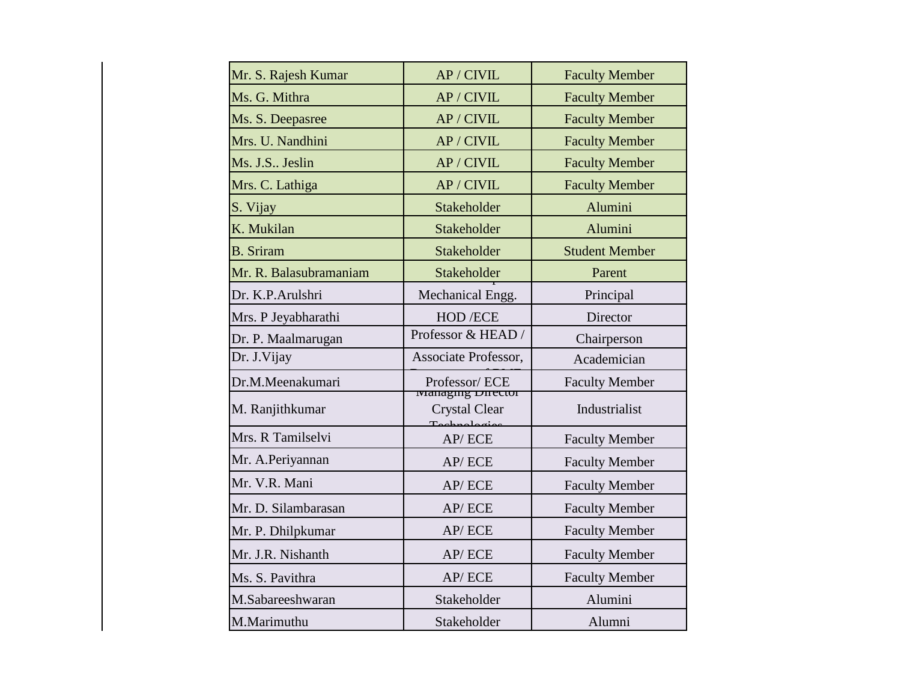| | | |
|---|---|---|
| Mr. S. Rajesh Kumar | AP / CIVIL | Faculty Member |
| Ms. G. Mithra | AP / CIVIL | Faculty Member |
| Ms. S. Deepasree | AP / CIVIL | Faculty Member |
| Mrs. U. Nandhini | AP / CIVIL | Faculty Member |
| Ms. J.S.. Jeslin | AP / CIVIL | Faculty Member |
| Mrs. C. Lathiga | AP / CIVIL | Faculty Member |
| S. Vijay | Stakeholder | Alumini |
| K. Mukilan | Stakeholder | Alumini |
| B. Sriram | Stakeholder | Student Member |
| Mr. R. Balasubramaniam | Stakeholder | Parent |
| Dr. K.P.Arulshri | Mechanical Engg. | Principal |
| Mrs. P Jeyabharathi | HOD /ECE | Director |
| Dr. P. Maalmarugan | Professor & HEAD / | Chairperson |
| Dr. J.Vijay | Associate Professor, | Academician |
| Dr.M.Meenakumari | Professor/ ECE | Faculty Member |
| M. Ranjithkumar | Managing Director Crystal Clear Technologies | Industrialist |
| Mrs. R Tamilselvi | AP/ ECE | Faculty Member |
| Mr. A.Periyannan | AP/ ECE | Faculty Member |
| Mr. V.R. Mani | AP/ ECE | Faculty Member |
| Mr. D. Silambarasan | AP/ ECE | Faculty Member |
| Mr. P. Dhilpkumar | AP/ ECE | Faculty Member |
| Mr. J.R. Nishanth | AP/ ECE | Faculty Member |
| Ms. S. Pavithra | AP/ ECE | Faculty Member |
| M.Sabareeshwaran | Stakeholder | Alumini |
| M.Marimuthu | Stakeholder | Alumni |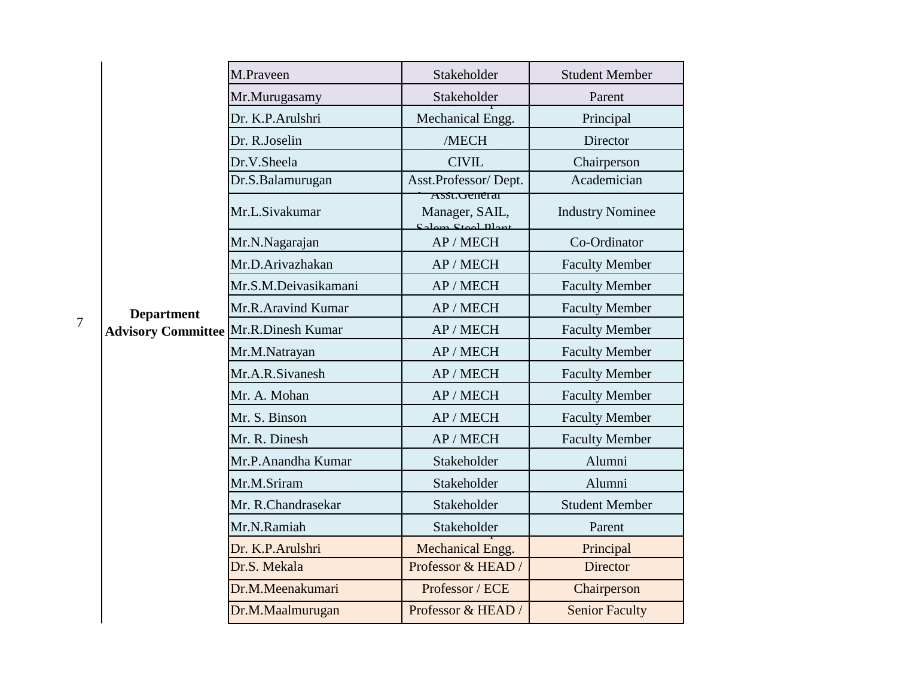|  |  |  |  |  |
|---|---|---|---|---|
|  |  | M.Praveen | Stakeholder | Student Member |
|  |  | Mr.Murugasamy | Stakeholder | Parent |
| 7 | **Department Advisory Committee** | Dr. K.P.Arulshri | Mechanical Engg. | Principal |
|  |  | Dr. R.Joselin | /MECH | Director |
|  |  | Dr.V.Sheela | CIVIL | Chairperson |
|  |  | Dr.S.Balamurugan | Asst.Professor/ Dept. | Academician |
|  |  | Mr.L.Sivakumar | Asst.General Manager, SAIL, Salem Steel Plant | Industry Nominee |
|  |  | Mr.N.Nagarajan | AP / MECH | Co-Ordinator |
|  |  | Mr.D.Arivazhakan | AP / MECH | Faculty Member |
|  |  | Mr.S.M.Deivasikamani | AP / MECH | Faculty Member |
|  |  | Mr.R.Aravind Kumar | AP / MECH | Faculty Member |
|  |  | Mr.R.Dinesh Kumar | AP / MECH | Faculty Member |
|  |  | Mr.M.Natrayan | AP / MECH | Faculty Member |
|  |  | Mr.A.R.Sivanesh | AP / MECH | Faculty Member |
|  |  | Mr. A. Mohan | AP / MECH | Faculty Member |
|  |  | Mr. S. Binson | AP / MECH | Faculty Member |
|  |  | Mr. R. Dinesh | AP / MECH | Faculty Member |
|  |  | Mr.P.Anandha Kumar | Stakeholder | Alumni |
|  |  | Mr.M.Sriram | Stakeholder | Alumni |
|  |  | Mr. R.Chandrasekar | Stakeholder | Student Member |
|  |  | Mr.N.Ramiah | Stakeholder | Parent |
|  |  | Dr. K.P.Arulshri | Mechanical Engg. | Principal |
|  |  | Dr.S. Mekala | Professor & HEAD / | Director |
|  |  | Dr.M.Meenakumari | Professor / ECE | Chairperson |
|  |  | Dr.M.Maalmurugan | Professor & HEAD / | Senior Faculty |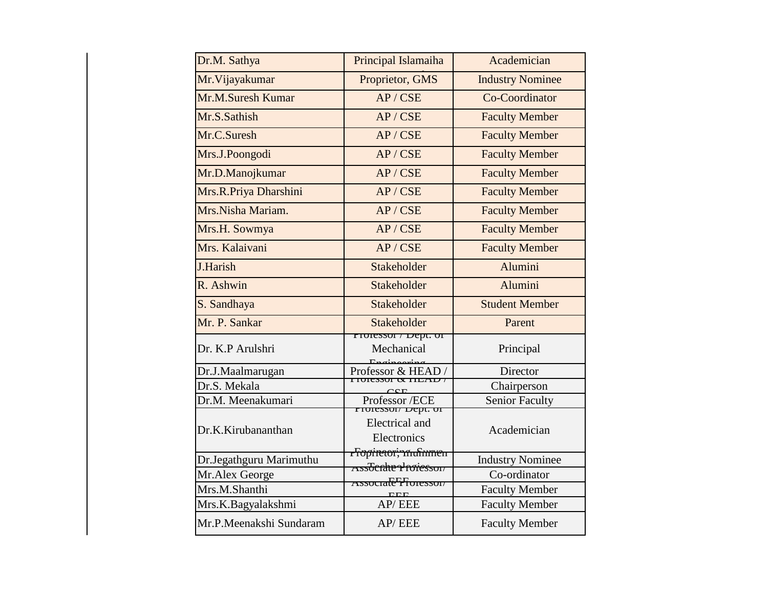| Dr.M. Sathya | Principal Islamaiha | Academician |
|---|---|---|
| Mr.Vijayakumar | Proprietor, GMS | Industry Nominee |
| Mr.M.Suresh Kumar | AP / CSE | Co-Coordinator |
| Mr.S.Sathish | AP / CSE | Faculty Member |
| Mr.C.Suresh | AP / CSE | Faculty Member |
| Mrs.J.Poongodi | AP / CSE | Faculty Member |
| Mr.D.Manojkumar | AP / CSE | Faculty Member |
| Mrs.R.Priya Dharshini | AP / CSE | Faculty Member |
| Mrs.Nisha Mariam. | AP / CSE | Faculty Member |
| Mrs.H. Sowmya | AP / CSE | Faculty Member |
| Mrs. Kalaivani | AP / CSE | Faculty Member |
| J.Harish | Stakeholder | Alumini |
| R. Ashwin | Stakeholder | Alumini |
| S. Sandhaya | Stakeholder | Student Member |
| Mr. P. Sankar | Stakeholder | Parent |
| Dr. K.P Arulshri | Professor / Dept. of Mechanical Engineering | Principal |
| Dr.J.Maalmarugan | Professor & HEAD / | Director |
| Dr.S. Mekala | Professor & HEAD / CSE | Chairperson |
| Dr.M. Meenakumari | Professor /ECE | Senior Faculty |
| Dr.K.Kirubananthan | Professor/ Dept. of Electrical and Electronics Engineering, Surya | Academician |
| Dr.Jegathguru Marimuthu | Proprietor, Inummen Technologies | Industry Nominee |
| Mr.Alex George | Associate Professor/ EEE | Co-ordinator |
| Mrs.M.Shanthi | Associate Professor/ EEE | Faculty Member |
| Mrs.K.Bagyalakshmi | AP/ EEE | Faculty Member |
| Mr.P.Meenakshi Sundaram | AP/ EEE | Faculty Member |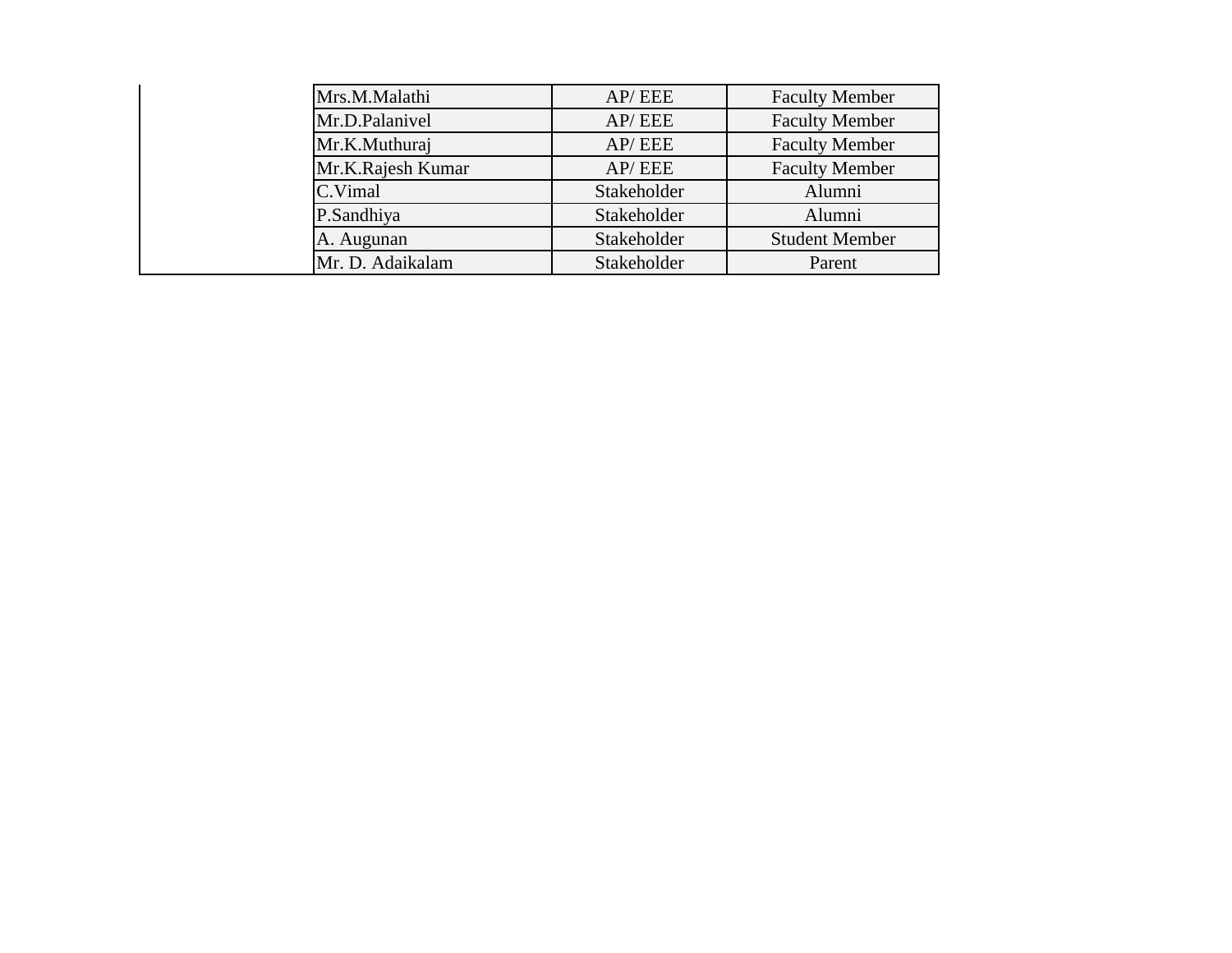| | | | |
|---|---|---|---|
| | Mrs.M.Malathi | AP/ EEE | Faculty Member |
| | Mr.D.Palanivel | AP/ EEE | Faculty Member |
| | Mr.K.Muthuraj | AP/ EEE | Faculty Member |
| | Mr.K.Rajesh Kumar | AP/ EEE | Faculty Member |
| | C.Vimal | Stakeholder | Alumni |
| | P.Sandhiya | Stakeholder | Alumni |
| | A. Augunan | Stakeholder | Student Member |
| | Mr. D. Adaikalam | Stakeholder | Parent |